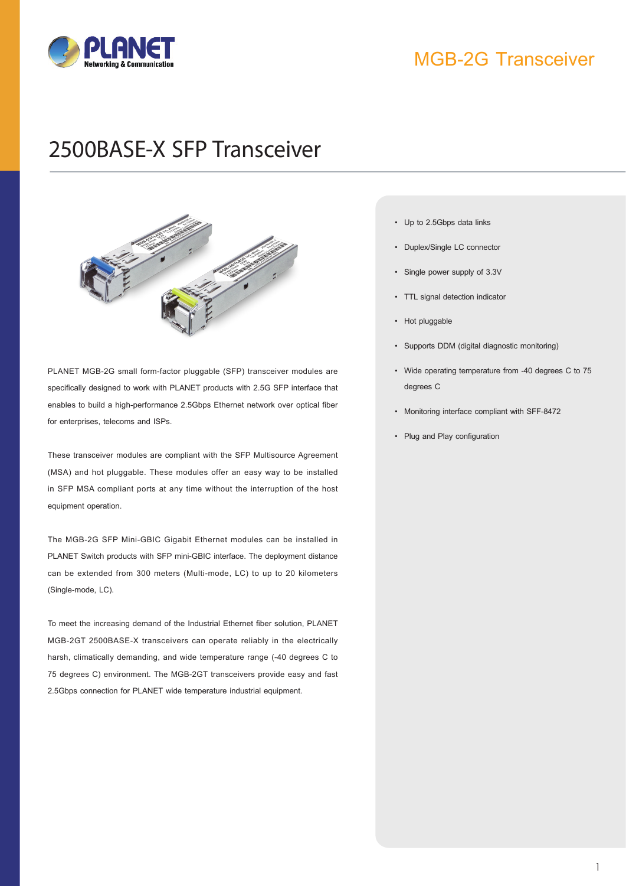# MGB-2G Transceiver

## 2500BASE-X SFP Transceiver

PLANET MGB-2G small form-factor pluggable (SFP) transceiver modules are specifically designed to work with PLANET products with 2.5G SFP interface that enables to build a high-performance 2.5Gbps Ethernet network over optical fiber for enterprises, telecoms and ISPs.

These transceiver modules are compliant with the SFP Multisource Agreement (MSA) and hot pluggable. These modules offer an easy way to be installed in SFP MSA compliant ports at any time without the interruption of the host equipment operation.

The MGB-2G SFP Mini-GBIC Gigabit Ethernet modules can be installed in PLANET Switch products with SFP mini-GBIC interface. The deployment distance can be extended from 300 meters (Multi-mode, LC) to up to 20 kilometers (Single-mode, LC).

To meet the increasing demand of the Industrial Ethernet fiber solution, PLANET MGB-2GT 2500BASE-X transceivers can operate reliably in the electrically harsh, climatically demanding, and wide temperature range (-40 degrees C to 75 degrees C) environment. The MGB-2GT transceivers provide easy and fast 2.5Gbps connection for PLANET wide temperature industrial equipment.

- Up to 2.5Gbps data links
- Duplex/Single LC connector
- Single power supply of 3.3V
- TTL signal detection indicator
- Hot pluggable
- Supports DDM (digital diagnostic monitoring)
- Wide operating temperature from -40 degrees C to 75 degrees C
- Monitoring interface compliant with SFF-8472
- Plug and Play configuration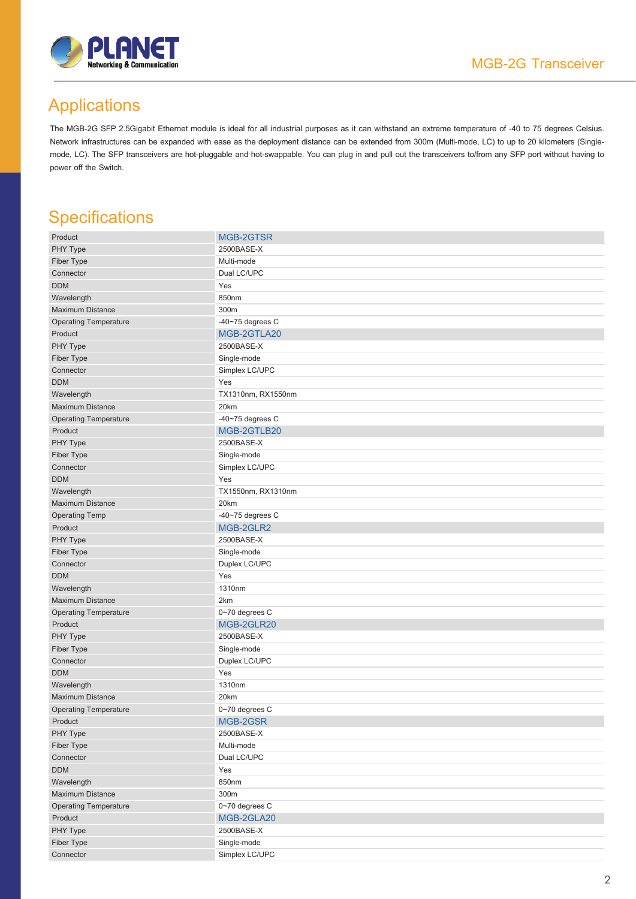## Applications

The MGB-2G SFP 2.5Gigabit Ethernet module is ideal for all industrial purposes as it can withstand an extreme temperature of -40 to 75 degrees Celsius. Network infrastructures can be expanded with ease as the deployment distance can be extended from 300m (Multi-mode, LC) to up to 20 kilometers (Single-mode, LC). The SFP transceivers are hot-pluggable and hot-swappable. You can plug in and pull out the transceivers to/from any SFP port without having to power off the Switch.

## Specifications

| Product | MGB-2GTSR |
|---|---|
| PHY Type | 2500BASE-X |
| Fiber Type | Multi-mode |
| Connector | Dual LC/UPC |
| DDM | Yes |
| Wavelength | 850nm |
| Maximum Distance | 300m |
| Operating Temperature | -40~75 degrees C |
| **Product** | **MGB-2GTLA20** |
| PHY Type | 2500BASE-X |
| Fiber Type | Single-mode |
| Connector | Simplex LC/UPC |
| DDM | Yes |
| Wavelength | TX1310nm, RX1550nm |
| Maximum Distance | 20km |
| Operating Temperature | -40~75 degrees C |
| **Product** | **MGB-2GTLB20** |
| PHY Type | 2500BASE-X |
| Fiber Type | Single-mode |
| Connector | Simplex LC/UPC |
| DDM | Yes |
| Wavelength | TX1550nm, RX1310nm |
| Maximum Distance | 20km |
| Operating Temp | -40~75 degrees C |
| **Product** | **MGB-2GLR2** |
| PHY Type | 2500BASE-X |
| Fiber Type | Single-mode |
| Connector | Duplex LC/UPC |
| DDM | Yes |
| Wavelength | 1310nm |
| Maximum Distance | 2km |
| Operating Temperature | 0~70 degrees C |
| **Product** | **MGB-2GLR20** |
| PHY Type | 2500BASE-X |
| Fiber Type | Single-mode |
| Connector | Duplex LC/UPC |
| DDM | Yes |
| Wavelength | 1310nm |
| Maximum Distance | 20km |
| Operating Temperature | 0~70 degrees C |
| **Product** | **MGB-2GSR** |
| PHY Type | 2500BASE-X |
| Fiber Type | Multi-mode |
| Connector | Dual LC/UPC |
| DDM | Yes |
| Wavelength | 850nm |
| Maximum Distance | 300m |
| Operating Temperature | 0~70 degrees C |
| **Product** | **MGB-2GLA20** |
| PHY Type | 2500BASE-X |
| Fiber Type | Single-mode |
| Connector | Simplex LC/UPC |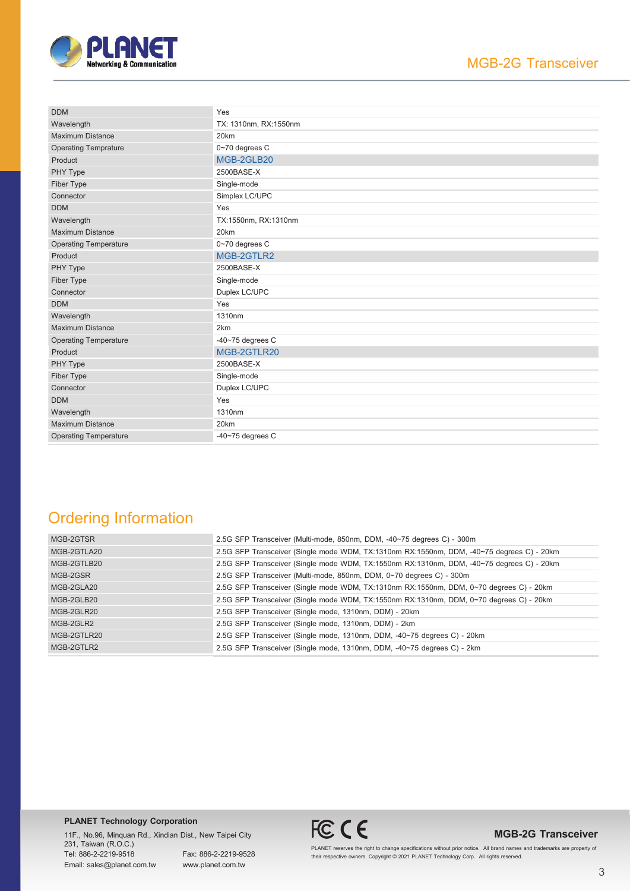| | |
|---|---|
| DDM | Yes |
| Wavelength | TX: 1310nm, RX:1550nm |
| Maximum Distance | 20km |
| Operating Temprature | 0~70 degrees C |
| Product | MGB-2GLB20 |
| PHY Type | 2500BASE-X |
| Fiber Type | Single-mode |
| Connector | Simplex LC/UPC |
| DDM | Yes |
| Wavelength | TX:1550nm, RX:1310nm |
| Maximum Distance | 20km |
| Operating Temperature | 0~70 degrees C |
| Product | MGB-2GTLR2 |
| PHY Type | 2500BASE-X |
| Fiber Type | Single-mode |
| Connector | Duplex LC/UPC |
| DDM | Yes |
| Wavelength | 1310nm |
| Maximum Distance | 2km |
| Operating Temperature | -40~75 degrees C |
| Product | MGB-2GTLR20 |
| PHY Type | 2500BASE-X |
| Fiber Type | Single-mode |
| Connector | Duplex LC/UPC |
| DDM | Yes |
| Wavelength | 1310nm |
| Maximum Distance | 20km |
| Operating Temperature | -40~75 degrees C |

## Ordering Information

| | |
|---|---|
| MGB-2GTSR | 2.5G SFP Transceiver (Multi-mode, 850nm, DDM, -40~75 degrees C) - 300m |
| MGB-2GTLA20 | 2.5G SFP Transceiver (Single mode WDM, TX:1310nm RX:1550nm, DDM, -40~75 degrees C) - 20km |
| MGB-2GTLB20 | 2.5G SFP Transceiver (Single mode WDM, TX:1550nm RX:1310nm, DDM, -40~75 degrees C) - 20km |
| MGB-2GSR | 2.5G SFP Transceiver (Multi-mode, 850nm, DDM, 0~70 degrees C) - 300m |
| MGB-2GLA20 | 2.5G SFP Transceiver (Single mode WDM, TX:1310nm RX:1550nm, DDM, 0~70 degrees C) - 20km |
| MGB-2GLB20 | 2.5G SFP Transceiver (Single mode WDM, TX:1550nm RX:1310nm, DDM, 0~70 degrees C) - 20km |
| MGB-2GLR20 | 2.5G SFP Transceiver (Single mode, 1310nm, DDM) - 20km |
| MGB-2GLR2 | 2.5G SFP Transceiver (Single mode, 1310nm, DDM) - 2km |
| MGB-2GTLR20 | 2.5G SFP Transceiver (Single mode, 1310nm, DDM, -40~75 degrees C) - 20km |
| MGB-2GTLR2 | 2.5G SFP Transceiver (Single mode, 1310nm, DDM, -40~75 degrees C) - 2km |

**PLANET Technology Corporation**

11F., No.96, Minquan Rd., Xindian Dist., New Taipei City 231, Taiwan (R.O.C.)
Tel: 886-2-2219-9518 Fax: 886-2-2219-9528
Email: sales@planet.com.tw www.planet.com.tw

PLANET reserves the right to change specifications without prior notice. All brand names and trademarks are property of their respective owners. Copyright © 2021 PLANET Technology Corp. All rights reserved.